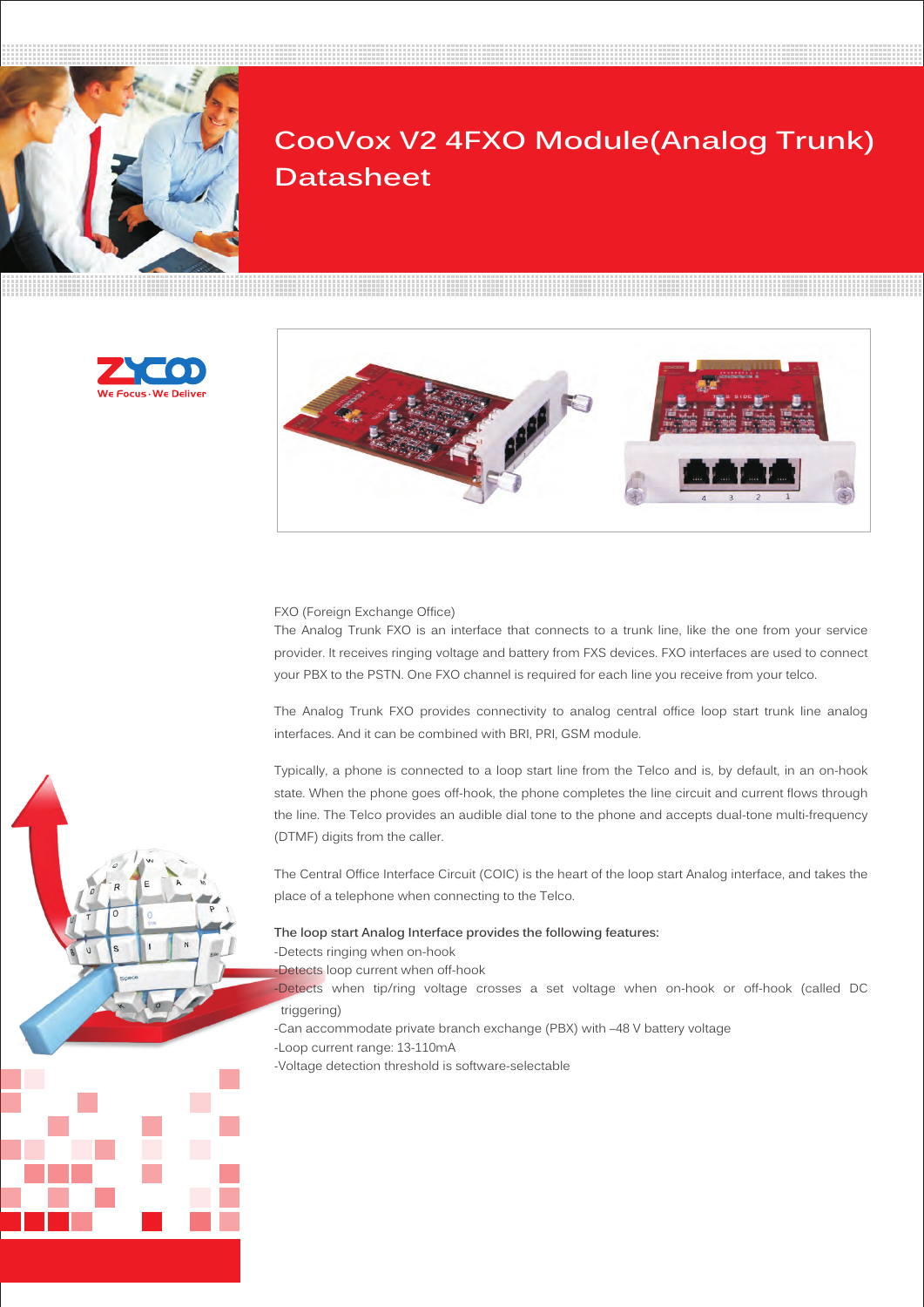# CooVox V2 4FXO Module(Analog Trunk) Datasheet

FXO (Foreign Exchange Office)

The Analog Trunk FXO is an interface that connects to a trunk line, like the one from your service provider. It receives ringing voltage and battery from FXS devices. FXO interfaces are used to connect your PBX to the PSTN. One FXO channel is required for each line you receive from your telco.

The Analog Trunk FXO provides connectivity to analog central office loop start trunk line analog interfaces. And it can be combined with BRI, PRI, GSM module.

Typically, a phone is connected to a loop start line from the Telco and is, by default, in an on-hook state. When the phone goes off-hook, the phone completes the line circuit and current flows through the line. The Telco provides an audible dial tone to the phone and accepts dual-tone multi-frequency (DTMF) digits from the caller.

The Central Office Interface Circuit (COIC) is the heart of the loop start Analog interface, and takes the place of a telephone when connecting to the Telco.

**The loop start Analog Interface provides the following features:**

- Detects ringing when on-hook
- Detects loop current when off-hook
- Detects when tip/ring voltage crosses a set voltage when on-hook or off-hook (called DC triggering)
- Can accommodate private branch exchange (PBX) with –48 V battery voltage
- Loop current range: 13-110mA
- Voltage detection threshold is software-selectable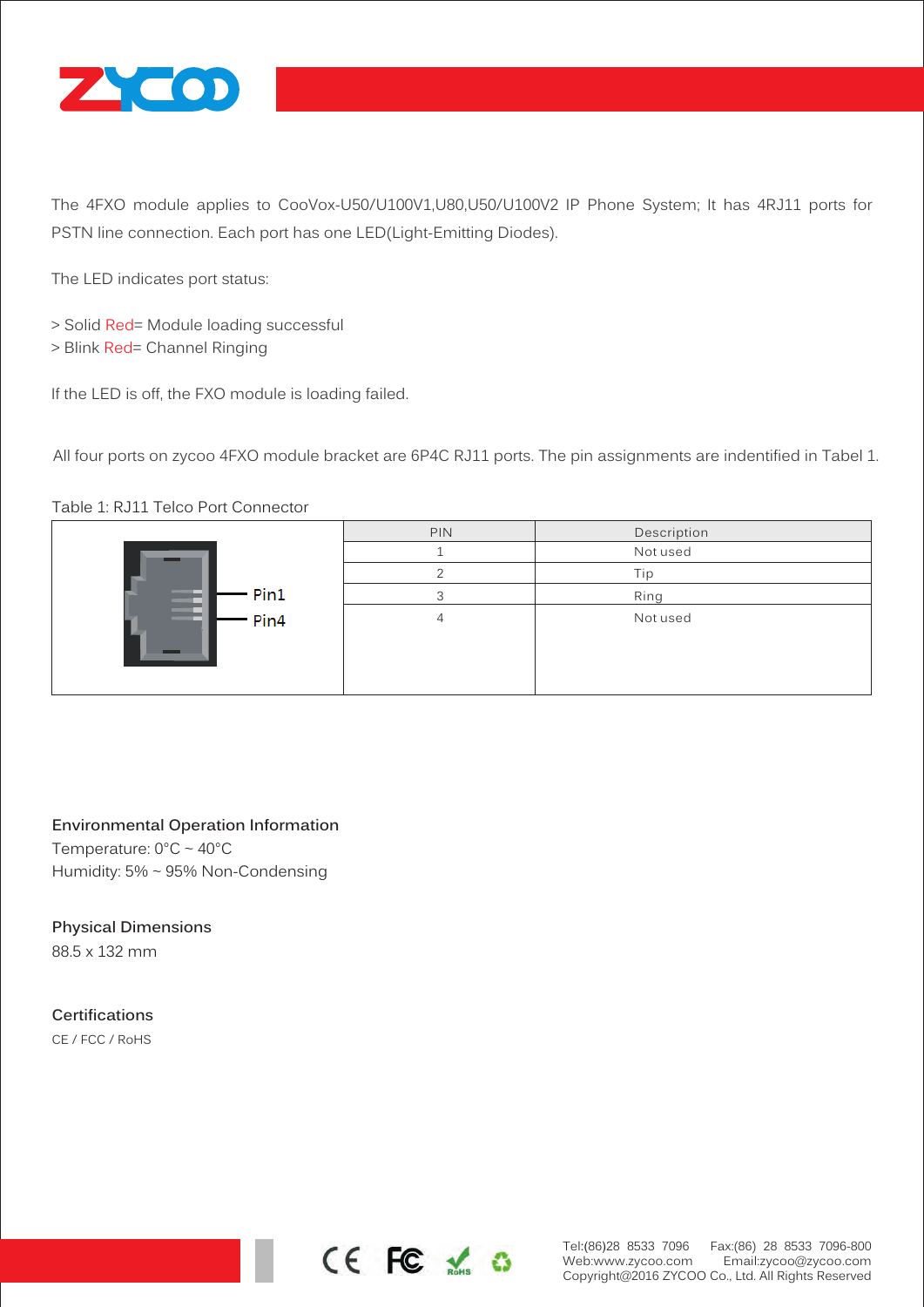The 4FXO module applies to CooVox-U50/U100V1,U80,U50/U100V2 IP Phone System; It has 4RJ11 ports for PSTN line connection. Each port has one LED(Light-Emitting Diodes).

The LED indicates port status:

> Solid Red= Module loading successful
> Blink Red= Channel Ringing

If the LED is off, the FXO module is loading failed.

All four ports on zycoo 4FXO module bracket are 6P4C RJ11 ports. The pin assignments are indentified in Tabel 1.

Table 1: RJ11 Telco Port Connector

Pin1
Pin4

| PIN | Description |
|---|---|
| 1 | Not used |
| 2 | Tip |
| 3 | Ring |
| 4 | Not used |

**Environmental Operation Information**
Temperature: 0°C ~ 40°C
Humidity: 5% ~ 95% Non-Condensing

**Physical Dimensions**
88.5 x 132 mm

**Certifications**
CE / FCC / RoHS

Tel:(86)28 8533 7096 Fax:(86) 28 8533 7096-800
Web:www.zycoo.com Email:zycoo@zycoo.com
Copyright@2016 ZYCOO Co., Ltd. All Rights Reserved